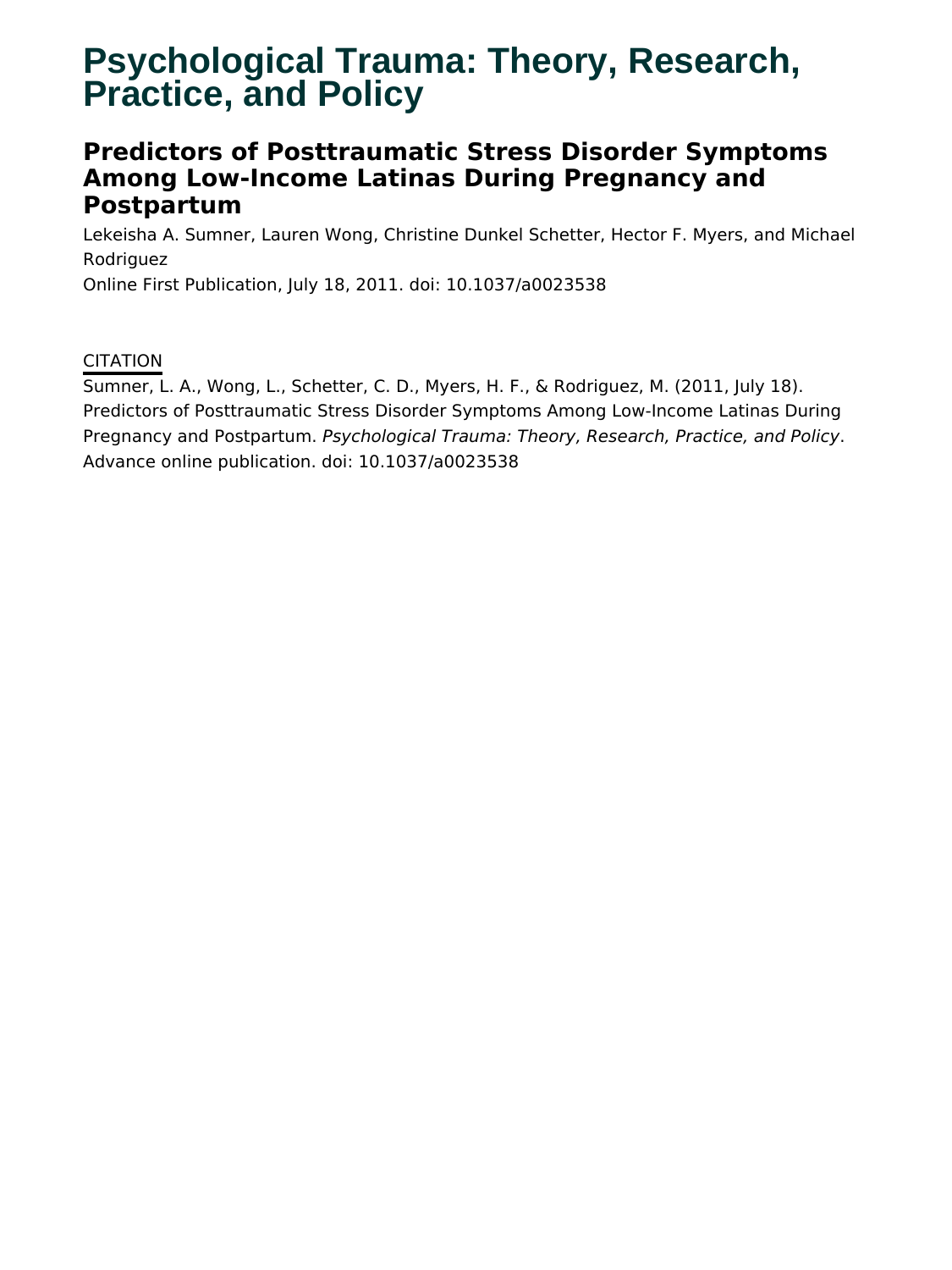# Psychological Trauma: Theory, Research, Practice, and Policy

## Predictors of Posttraumatic Stress Disorder Symptoms Among Low-Income Latinas During Pregnancy and Postpartum

Lekeisha A. Sumner, Lauren Wong, Christine Dunkel Schetter, Hector F. Myers, and Michael Rodriguez

Online First Publication, July 18, 2011. doi: 10.1037/a0023538

CITATION

Sumner, L. A., Wong, L., Schetter, C. D., Myers, H. F., & Rodriguez, M. (2011, July 18). Predictors of Posttraumatic Stress Disorder Symptoms Among Low-Income Latinas During Pregnancy and Postpartum. *Psychological Trauma: Theory, Research, Practice, and Policy*. Advance online publication. doi: 10.1037/a0023538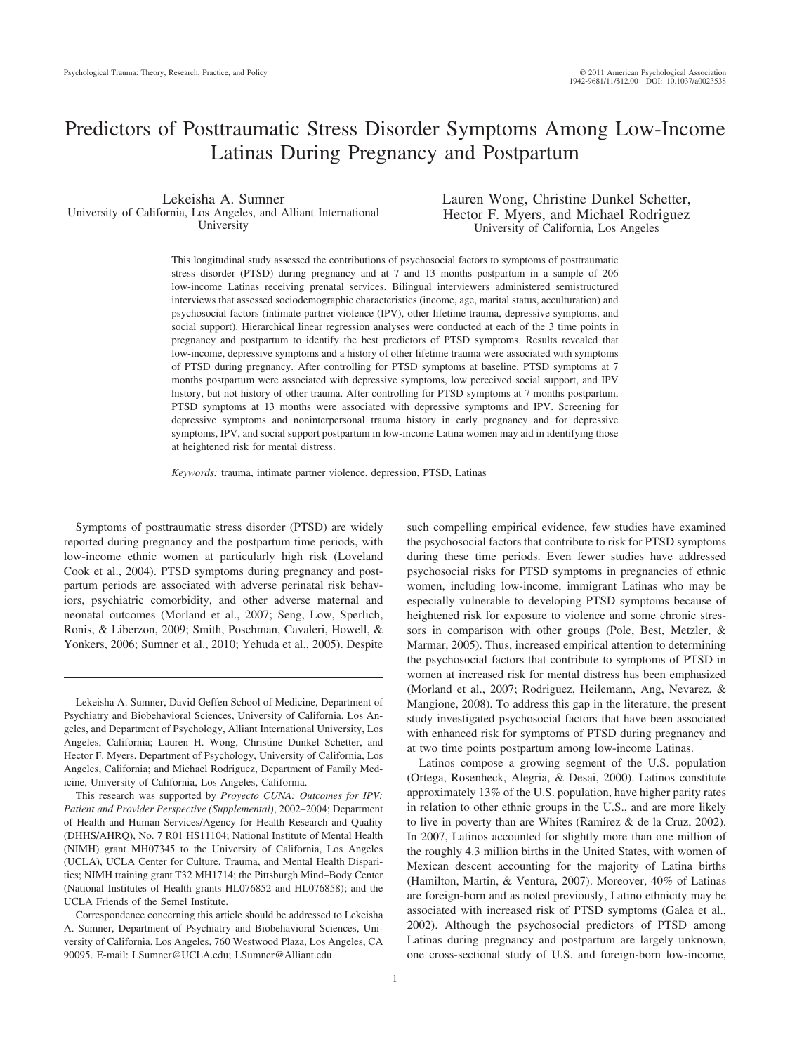# Predictors of Posttraumatic Stress Disorder Symptoms Among Low-Income Latinas During Pregnancy and Postpartum

Lekeisha A. Sumner
University of California, Los Angeles, and Alliant International University

Lauren Wong, Christine Dunkel Schetter, Hector F. Myers, and Michael Rodriguez
University of California, Los Angeles

This longitudinal study assessed the contributions of psychosocial factors to symptoms of posttraumatic stress disorder (PTSD) during pregnancy and at 7 and 13 months postpartum in a sample of 206 low-income Latinas receiving prenatal services. Bilingual interviewers administered semistructured interviews that assessed sociodemographic characteristics (income, age, marital status, acculturation) and psychosocial factors (intimate partner violence (IPV), other lifetime trauma, depressive symptoms, and social support). Hierarchical linear regression analyses were conducted at each of the 3 time points in pregnancy and postpartum to identify the best predictors of PTSD symptoms. Results revealed that low-income, depressive symptoms and a history of other lifetime trauma were associated with symptoms of PTSD during pregnancy. After controlling for PTSD symptoms at baseline, PTSD symptoms at 7 months postpartum were associated with depressive symptoms, low perceived social support, and IPV history, but not history of other trauma. After controlling for PTSD symptoms at 7 months postpartum, PTSD symptoms at 13 months were associated with depressive symptoms and IPV. Screening for depressive symptoms and noninterpersonal trauma history in early pregnancy and for depressive symptoms, IPV, and social support postpartum in low-income Latina women may aid in identifying those at heightened risk for mental distress.

*Keywords:* trauma, intimate partner violence, depression, PTSD, Latinas

Symptoms of posttraumatic stress disorder (PTSD) are widely reported during pregnancy and the postpartum time periods, with low-income ethnic women at particularly high risk (Loveland Cook et al., 2004). PTSD symptoms during pregnancy and postpartum periods are associated with adverse perinatal risk behaviors, psychiatric comorbidity, and other adverse maternal and neonatal outcomes (Morland et al., 2007; Seng, Low, Sperlich, Ronis, & Liberzon, 2009; Smith, Poschman, Cavaleri, Howell, & Yonkers, 2006; Sumner et al., 2010; Yehuda et al., 2005). Despite such compelling empirical evidence, few studies have examined the psychosocial factors that contribute to risk for PTSD symptoms during these time periods. Even fewer studies have addressed psychosocial risks for PTSD symptoms in pregnancies of ethnic women, including low-income, immigrant Latinas who may be especially vulnerable to developing PTSD symptoms because of heightened risk for exposure to violence and some chronic stressors in comparison with other groups (Pole, Best, Metzler, & Marmar, 2005). Thus, increased empirical attention to determining the psychosocial factors that contribute to symptoms of PTSD in women at increased risk for mental distress has been emphasized (Morland et al., 2007; Rodriguez, Heilemann, Ang, Nevarez, & Mangione, 2008). To address this gap in the literature, the present study investigated psychosocial factors that have been associated with enhanced risk for symptoms of PTSD during pregnancy and at two time points postpartum among low-income Latinas.

Latinos compose a growing segment of the U.S. population (Ortega, Rosenheck, Alegria, & Desai, 2000). Latinos constitute approximately 13% of the U.S. population, have higher parity rates in relation to other ethnic groups in the U.S., and are more likely to live in poverty than are Whites (Ramirez & de la Cruz, 2002). In 2007, Latinos accounted for slightly more than one million of the roughly 4.3 million births in the United States, with women of Mexican descent accounting for the majority of Latina births (Hamilton, Martin, & Ventura, 2007). Moreover, 40% of Latinas are foreign-born and as noted previously, Latino ethnicity may be associated with increased risk of PTSD symptoms (Galea et al., 2002). Although the psychosocial predictors of PTSD among Latinas during pregnancy and postpartum are largely unknown, one cross-sectional study of U.S. and foreign-born low-income,

---

Lekeisha A. Sumner, David Geffen School of Medicine, Department of Psychiatry and Biobehavioral Sciences, University of California, Los Angeles, and Department of Psychology, Alliant International University, Los Angeles, California; Lauren H. Wong, Christine Dunkel Schetter, and Hector F. Myers, Department of Psychology, University of California, Los Angeles, California; and Michael Rodriguez, Department of Family Medicine, University of California, Los Angeles, California.

This research was supported by *Proyecto CUNA: Outcomes for IPV: Patient and Provider Perspective (Supplemental)*, 2002–2004; Department of Health and Human Services/Agency for Health Research and Quality (DHHS/AHRQ), No. 7 R01 HS11104; National Institute of Mental Health (NIMH) grant MH07345 to the University of California, Los Angeles (UCLA), UCLA Center for Culture, Trauma, and Mental Health Disparities; NIMH training grant T32 MH1714; the Pittsburgh Mind–Body Center (National Institutes of Health grants HL076852 and HL076858); and the UCLA Friends of the Semel Institute.

Correspondence concerning this article should be addressed to Lekeisha A. Sumner, Department of Psychiatry and Biobehavioral Sciences, University of California, Los Angeles, 760 Westwood Plaza, Los Angeles, CA 90095. E-mail: LSumner@UCLA.edu; LSumner@Alliant.edu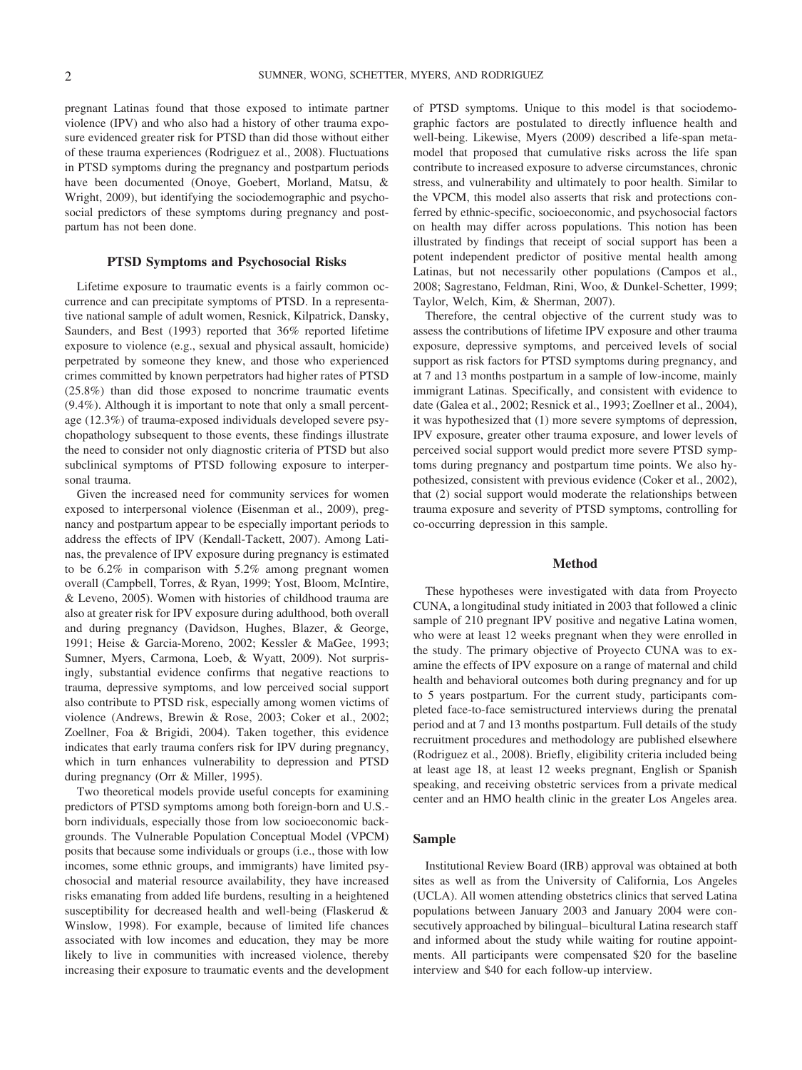pregnant Latinas found that those exposed to intimate partner violence (IPV) and who also had a history of other trauma exposure evidenced greater risk for PTSD than did those without either of these trauma experiences (Rodriguez et al., 2008). Fluctuations in PTSD symptoms during the pregnancy and postpartum periods have been documented (Onoye, Goebert, Morland, Matsu, & Wright, 2009), but identifying the sociodemographic and psychosocial predictors of these symptoms during pregnancy and postpartum has not been done.

## PTSD Symptoms and Psychosocial Risks

Lifetime exposure to traumatic events is a fairly common occurrence and can precipitate symptoms of PTSD. In a representative national sample of adult women, Resnick, Kilpatrick, Dansky, Saunders, and Best (1993) reported that 36% reported lifetime exposure to violence (e.g., sexual and physical assault, homicide) perpetrated by someone they knew, and those who experienced crimes committed by known perpetrators had higher rates of PTSD (25.8%) than did those exposed to noncrime traumatic events (9.4%). Although it is important to note that only a small percentage (12.3%) of trauma-exposed individuals developed severe psychopathology subsequent to those events, these findings illustrate the need to consider not only diagnostic criteria of PTSD but also subclinical symptoms of PTSD following exposure to interpersonal trauma.

Given the increased need for community services for women exposed to interpersonal violence (Eisenman et al., 2009), pregnancy and postpartum appear to be especially important periods to address the effects of IPV (Kendall-Tackett, 2007). Among Latinas, the prevalence of IPV exposure during pregnancy is estimated to be 6.2% in comparison with 5.2% among pregnant women overall (Campbell, Torres, & Ryan, 1999; Yost, Bloom, McIntire, & Leveno, 2005). Women with histories of childhood trauma are also at greater risk for IPV exposure during adulthood, both overall and during pregnancy (Davidson, Hughes, Blazer, & George, 1991; Heise & Garcia-Moreno, 2002; Kessler & MaGee, 1993; Sumner, Myers, Carmona, Loeb, & Wyatt, 2009). Not surprisingly, substantial evidence confirms that negative reactions to trauma, depressive symptoms, and low perceived social support also contribute to PTSD risk, especially among women victims of violence (Andrews, Brewin & Rose, 2003; Coker et al., 2002; Zoellner, Foa & Brigidi, 2004). Taken together, this evidence indicates that early trauma confers risk for IPV during pregnancy, which in turn enhances vulnerability to depression and PTSD during pregnancy (Orr & Miller, 1995).

Two theoretical models provide useful concepts for examining predictors of PTSD symptoms among both foreign-born and U.S.-born individuals, especially those from low socioeconomic backgrounds. The Vulnerable Population Conceptual Model (VPCM) posits that because some individuals or groups (i.e., those with low incomes, some ethnic groups, and immigrants) have limited psychosocial and material resource availability, they have increased risks emanating from added life burdens, resulting in a heightened susceptibility for decreased health and well-being (Flaskerud & Winslow, 1998). For example, because of limited life chances associated with low incomes and education, they may be more likely to live in communities with increased violence, thereby increasing their exposure to traumatic events and the development of PTSD symptoms. Unique to this model is that sociodemographic factors are postulated to directly influence health and well-being. Likewise, Myers (2009) described a life-span metamodel that proposed that cumulative risks across the life span contribute to increased exposure to adverse circumstances, chronic stress, and vulnerability and ultimately to poor health. Similar to the VPCM, this model also asserts that risk and protections conferred by ethnic-specific, socioeconomic, and psychosocial factors on health may differ across populations. This notion has been illustrated by findings that receipt of social support has been a potent independent predictor of positive mental health among Latinas, but not necessarily other populations (Campos et al., 2008; Sagrestano, Feldman, Rini, Woo, & Dunkel-Schetter, 1999; Taylor, Welch, Kim, & Sherman, 2007).

Therefore, the central objective of the current study was to assess the contributions of lifetime IPV exposure and other trauma exposure, depressive symptoms, and perceived levels of social support as risk factors for PTSD symptoms during pregnancy, and at 7 and 13 months postpartum in a sample of low-income, mainly immigrant Latinas. Specifically, and consistent with evidence to date (Galea et al., 2002; Resnick et al., 1993; Zoellner et al., 2004), it was hypothesized that (1) more severe symptoms of depression, IPV exposure, greater other trauma exposure, and lower levels of perceived social support would predict more severe PTSD symptoms during pregnancy and postpartum time points. We also hypothesized, consistent with previous evidence (Coker et al., 2002), that (2) social support would moderate the relationships between trauma exposure and severity of PTSD symptoms, controlling for co-occurring depression in this sample.

## Method

These hypotheses were investigated with data from Proyecto CUNA, a longitudinal study initiated in 2003 that followed a clinic sample of 210 pregnant IPV positive and negative Latina women, who were at least 12 weeks pregnant when they were enrolled in the study. The primary objective of Proyecto CUNA was to examine the effects of IPV exposure on a range of maternal and child health and behavioral outcomes both during pregnancy and for up to 5 years postpartum. For the current study, participants completed face-to-face semistructured interviews during the prenatal period and at 7 and 13 months postpartum. Full details of the study recruitment procedures and methodology are published elsewhere (Rodriguez et al., 2008). Briefly, eligibility criteria included being at least age 18, at least 12 weeks pregnant, English or Spanish speaking, and receiving obstetric services from a private medical center and an HMO health clinic in the greater Los Angeles area.

### Sample

Institutional Review Board (IRB) approval was obtained at both sites as well as from the University of California, Los Angeles (UCLA). All women attending obstetrics clinics that served Latina populations between January 2003 and January 2004 were consecutively approached by bilingual–bicultural Latina research staff and informed about the study while waiting for routine appointments. All participants were compensated $20 for the baseline interview and $40 for each follow-up interview.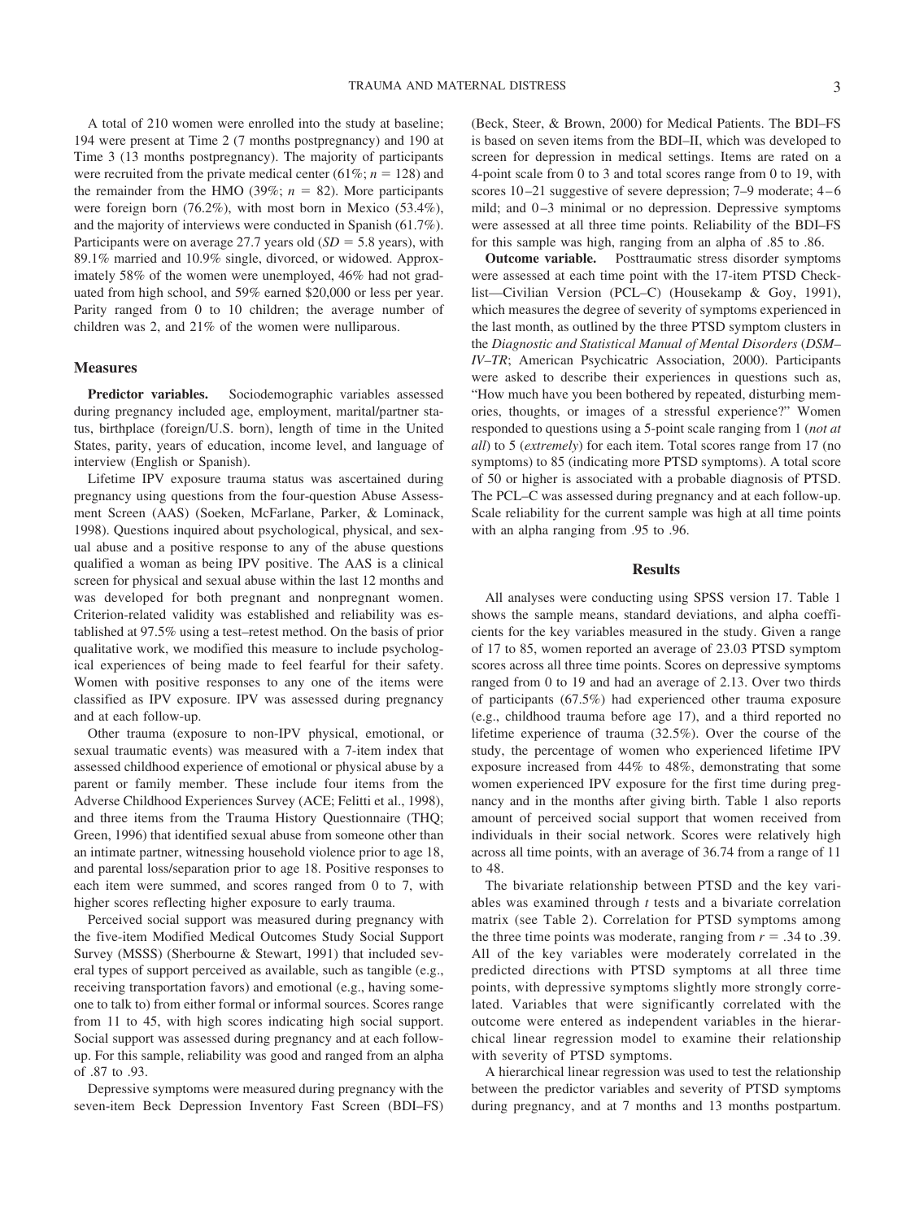A total of 210 women were enrolled into the study at baseline; 194 were present at Time 2 (7 months postpregnancy) and 190 at Time 3 (13 months postpregnancy). The majority of participants were recruited from the private medical center (61%; $n = 128$) and the remainder from the HMO (39%; $n = 82$). More participants were foreign born (76.2%), with most born in Mexico (53.4%), and the majority of interviews were conducted in Spanish (61.7%). Participants were on average 27.7 years old ($SD = 5.8$ years), with 89.1% married and 10.9% single, divorced, or widowed. Approximately 58% of the women were unemployed, 46% had not graduated from high school, and 59% earned $20,000 or less per year. Parity ranged from 0 to 10 children; the average number of children was 2, and 21% of the women were nulliparous.

## Measures

**Predictor variables.** Sociodemographic variables assessed during pregnancy included age, employment, marital/partner status, birthplace (foreign/U.S. born), length of time in the United States, parity, years of education, income level, and language of interview (English or Spanish).

Lifetime IPV exposure trauma status was ascertained during pregnancy using questions from the four-question Abuse Assessment Screen (AAS) (Soeken, McFarlane, Parker, & Lominack, 1998). Questions inquired about psychological, physical, and sexual abuse and a positive response to any of the abuse questions qualified a woman as being IPV positive. The AAS is a clinical screen for physical and sexual abuse within the last 12 months and was developed for both pregnant and nonpregnant women. Criterion-related validity was established and reliability was established at 97.5% using a test–retest method. On the basis of prior qualitative work, we modified this measure to include psychological experiences of being made to feel fearful for their safety. Women with positive responses to any one of the items were classified as IPV exposure. IPV was assessed during pregnancy and at each follow-up.

Other trauma (exposure to non-IPV physical, emotional, or sexual traumatic events) was measured with a 7-item index that assessed childhood experience of emotional or physical abuse by a parent or family member. These include four items from the Adverse Childhood Experiences Survey (ACE; Felitti et al., 1998), and three items from the Trauma History Questionnaire (THQ; Green, 1996) that identified sexual abuse from someone other than an intimate partner, witnessing household violence prior to age 18, and parental loss/separation prior to age 18. Positive responses to each item were summed, and scores ranged from 0 to 7, with higher scores reflecting higher exposure to early trauma.

Perceived social support was measured during pregnancy with the five-item Modified Medical Outcomes Study Social Support Survey (MSSS) (Sherbourne & Stewart, 1991) that included several types of support perceived as available, such as tangible (e.g., receiving transportation favors) and emotional (e.g., having someone to talk to) from either formal or informal sources. Scores range from 11 to 45, with high scores indicating high social support. Social support was assessed during pregnancy and at each follow-up. For this sample, reliability was good and ranged from an alpha of .87 to .93.

Depressive symptoms were measured during pregnancy with the seven-item Beck Depression Inventory Fast Screen (BDI–FS) (Beck, Steer, & Brown, 2000) for Medical Patients. The BDI–FS is based on seven items from the BDI–II, which was developed to screen for depression in medical settings. Items are rated on a 4-point scale from 0 to 3 and total scores range from 0 to 19, with scores 10–21 suggestive of severe depression; 7–9 moderate; 4–6 mild; and 0–3 minimal or no depression. Depressive symptoms were assessed at all three time points. Reliability of the BDI–FS for this sample was high, ranging from an alpha of .85 to .86.

**Outcome variable.** Posttraumatic stress disorder symptoms were assessed at each time point with the 17-item PTSD Checklist—Civilian Version (PCL–C) (Housekamp & Goy, 1991), which measures the degree of severity of symptoms experienced in the last month, as outlined by the three PTSD symptom clusters in the *Diagnostic and Statistical Manual of Mental Disorders* (*DSM–IV–TR*; American Psychiatric Association, 2000). Participants were asked to describe their experiences in questions such as, "How much have you been bothered by repeated, disturbing memories, thoughts, or images of a stressful experience?" Women responded to questions using a 5-point scale ranging from 1 (*not at all*) to 5 (*extremely*) for each item. Total scores range from 17 (no symptoms) to 85 (indicating more PTSD symptoms). A total score of 50 or higher is associated with a probable diagnosis of PTSD. The PCL–C was assessed during pregnancy and at each follow-up. Scale reliability for the current sample was high at all time points with an alpha ranging from .95 to .96.

## Results

All analyses were conducting using SPSS version 17. Table 1 shows the sample means, standard deviations, and alpha coefficients for the key variables measured in the study. Given a range of 17 to 85, women reported an average of 23.03 PTSD symptom scores across all three time points. Scores on depressive symptoms ranged from 0 to 19 and had an average of 2.13. Over two thirds of participants (67.5%) had experienced other trauma exposure (e.g., childhood trauma before age 17), and a third reported no lifetime experience of trauma (32.5%). Over the course of the study, the percentage of women who experienced lifetime IPV exposure increased from 44% to 48%, demonstrating that some women experienced IPV exposure for the first time during pregnancy and in the months after giving birth. Table 1 also reports amount of perceived social support that women received from individuals in their social network. Scores were relatively high across all time points, with an average of 36.74 from a range of 11 to 48.

The bivariate relationship between PTSD and the key variables was examined through $t$ tests and a bivariate correlation matrix (see Table 2). Correlation for PTSD symptoms among the three time points was moderate, ranging from $r = .34$ to $.39$. All of the key variables were moderately correlated in the predicted directions with PTSD symptoms at all three time points, with depressive symptoms slightly more strongly correlated. Variables that were significantly correlated with the outcome were entered as independent variables in the hierarchical linear regression model to examine their relationship with severity of PTSD symptoms.

A hierarchical linear regression was used to test the relationship between the predictor variables and severity of PTSD symptoms during pregnancy, and at 7 months and 13 months postpartum.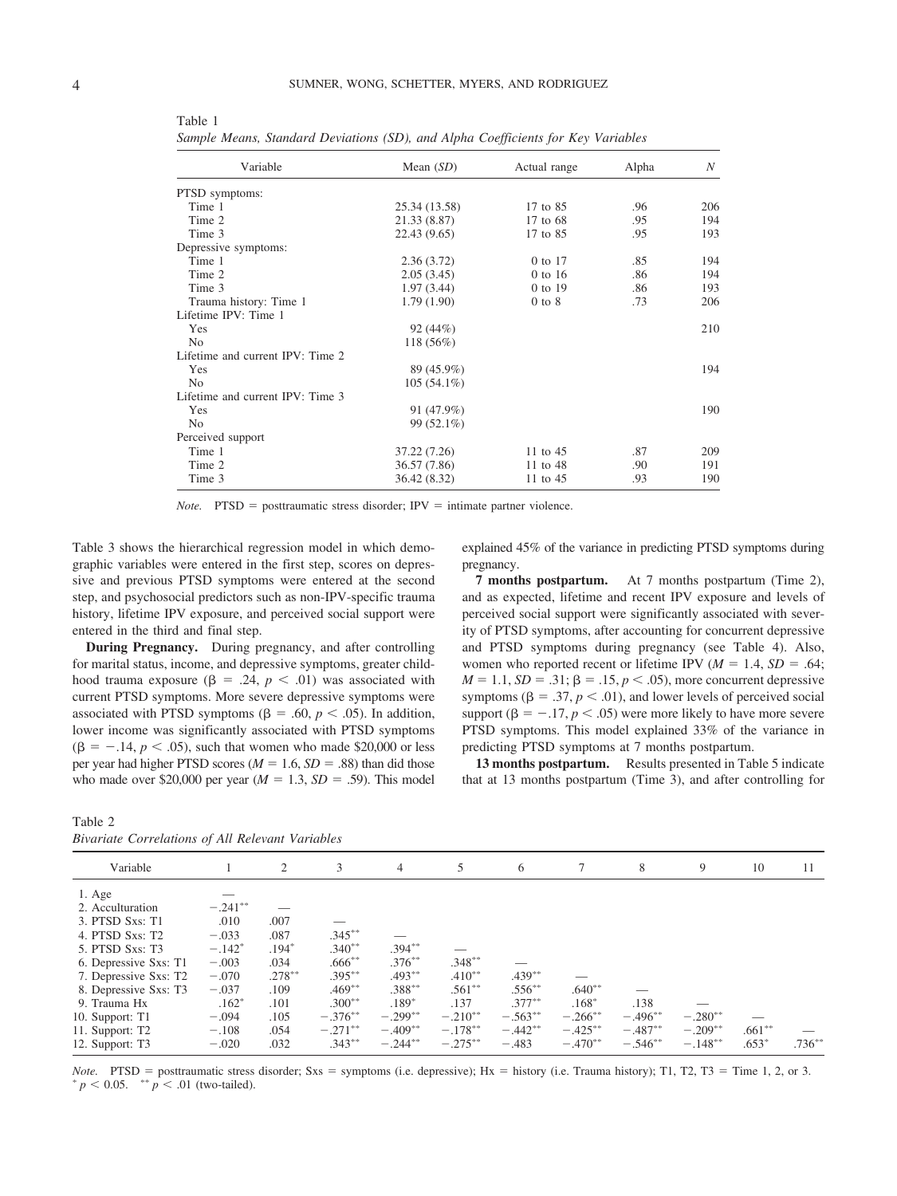Table 1

*Sample Means, Standard Deviations (SD), and Alpha Coefficients for Key Variables*

| Variable | Mean (*SD*) | Actual range | Alpha | *N* |
|---|---|---|---|---|
| PTSD symptoms: | | | | |
| Time 1 | 25.34 (13.58) | 17 to 85 | .96 | 206 |
| Time 2 | 21.33 (8.87) | 17 to 68 | .95 | 194 |
| Time 3 | 22.43 (9.65) | 17 to 85 | .95 | 193 |
| Depressive symptoms: | | | | |
| Time 1 | 2.36 (3.72) | 0 to 17 | .85 | 194 |
| Time 2 | 2.05 (3.45) | 0 to 16 | .86 | 194 |
| Time 3 | 1.97 (3.44) | 0 to 19 | .86 | 193 |
| Trauma history: Time 1 | 1.79 (1.90) | 0 to 8 | .73 | 206 |
| Lifetime IPV: Time 1 | | | | |
| Yes | 92 (44%) | | | 210 |
| No | 118 (56%) | | | |
| Lifetime and current IPV: Time 2 | | | | |
| Yes | 89 (45.9%) | | | 194 |
| No | 105 (54.1%) | | | |
| Lifetime and current IPV: Time 3 | | | | |
| Yes | 91 (47.9%) | | | 190 |
| No | 99 (52.1%) | | | |
| Perceived support | | | | |
| Time 1 | 37.22 (7.26) | 11 to 45 | .87 | 209 |
| Time 2 | 36.57 (7.86) | 11 to 48 | .90 | 191 |
| Time 3 | 36.42 (8.32) | 11 to 45 | .93 | 190 |

*Note.* PTSD = posttraumatic stress disorder; IPV = intimate partner violence.

Table 3 shows the hierarchical regression model in which demographic variables were entered in the first step, scores on depressive and previous PTSD symptoms were entered at the second step, and psychosocial predictors such as non-IPV-specific trauma history, lifetime IPV exposure, and perceived social support were entered in the third and final step.

**During Pregnancy.** During pregnancy, and after controlling for marital status, income, and depressive symptoms, greater childhood trauma exposure ($\beta = .24$, $p < .01$) was associated with current PTSD symptoms. More severe depressive symptoms were associated with PTSD symptoms ($\beta = .60$, $p < .05$). In addition, lower income was significantly associated with PTSD symptoms ($\beta = -.14$, $p < .05$), such that women who made \$20,000 or less per year had higher PTSD scores ($M = 1.6$, $SD = .88$) than did those who made over \$20,000 per year ($M = 1.3$, $SD = .59$). This model explained 45% of the variance in predicting PTSD symptoms during pregnancy.

**7 months postpartum.** At 7 months postpartum (Time 2), and as expected, lifetime and recent IPV exposure and levels of perceived social support were significantly associated with severity of PTSD symptoms, after accounting for concurrent depressive and PTSD symptoms during pregnancy (see Table 4). Also, women who reported recent or lifetime IPV ($M = 1.4$, $SD = .64$; $M = 1.1$, $SD = .31$; $\beta = .15$, $p < .05$), more concurrent depressive symptoms ($\beta = .37$, $p < .01$), and lower levels of perceived social support ($\beta = -.17$, $p < .05$) were more likely to have more severe PTSD symptoms. This model explained 33% of the variance in predicting PTSD symptoms at 7 months postpartum.

**13 months postpartum.** Results presented in Table 5 indicate that at 13 months postpartum (Time 3), and after controlling for

Table 2

*Bivariate Correlations of All Relevant Variables*

| Variable | 1 | 2 | 3 | 4 | 5 | 6 | 7 | 8 | 9 | 10 | 11 |
|---|---|---|---|---|---|---|---|---|---|---|---|
| 1. Age | — | | | | | | | | | | |
| 2. Acculturation | −.241** | — | | | | | | | | | |
| 3. PTSD Sxs: T1 | .010 | .007 | — | | | | | | | | |
| 4. PTSD Sxs: T2 | −.033 | .087 | .345** | — | | | | | | | |
| 5. PTSD Sxs: T3 | −.142* | .194* | .340** | .394** | — | | | | | | |
| 6. Depressive Sxs: T1 | −.003 | .034 | .666** | .376** | .348** | — | | | | | |
| 7. Depressive Sxs: T2 | −.070 | .278** | .395** | .493** | .410** | .439** | — | | | | |
| 8. Depressive Sxs: T3 | −.037 | .109 | .469** | .388** | .561** | .556** | .640** | — | | | |
| 9. Trauma Hx | .162* | .101 | .300** | .189* | .137 | .377** | .168* | .138 | — | | |
| 10. Support: T1 | −.094 | .105 | −.376** | −.299** | −.210** | −.563** | −.266** | −.496** | −.280** | — | |
| 11. Support: T2 | −.108 | .054 | −.271** | −.409** | −.178** | −.442** | −.425** | −.487** | −.209** | .661** | — |
| 12. Support: T3 | −.020 | .032 | .343** | −.244** | −.275** | −.483 | −.470** | −.546** | −.148** | .653* | .736** |

*Note.* PTSD = posttraumatic stress disorder; Sxs = symptoms (i.e. depressive); Hx = history (i.e. Trauma history); T1, T2, T3 = Time 1, 2, or 3.
* $p < 0.05$. ** $p < .01$ (two-tailed).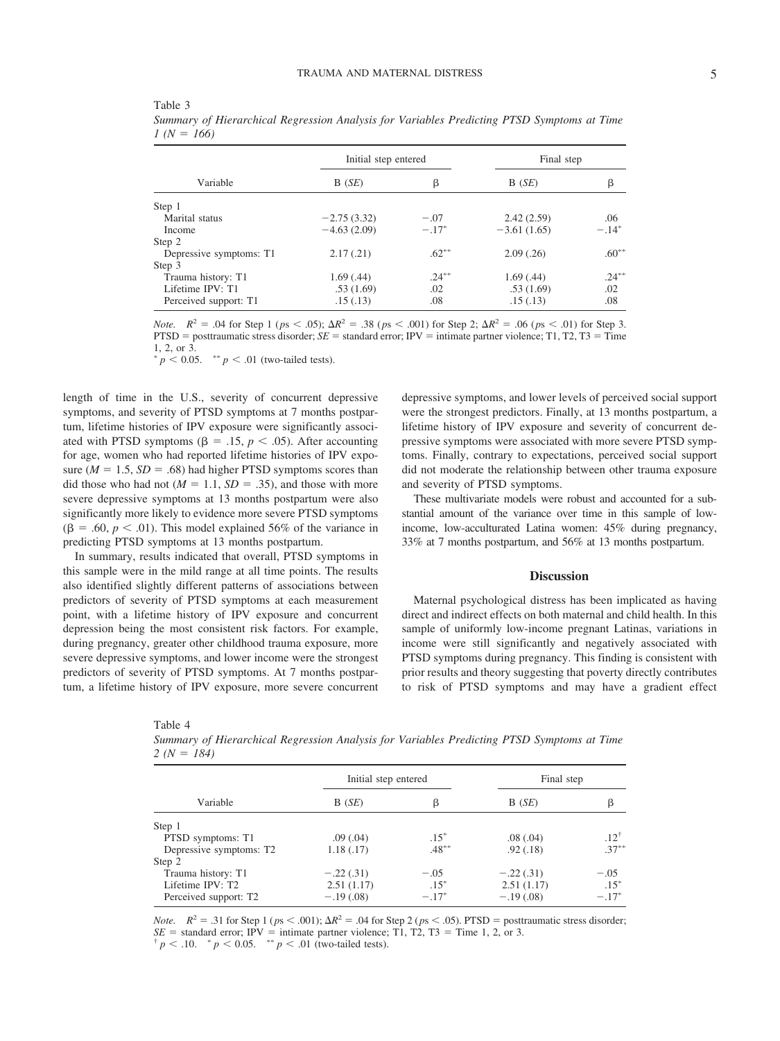Table 3

*Summary of Hierarchical Regression Analysis for Variables Predicting PTSD Symptoms at Time 1 (N = 166)*

| Variable | Initial step entered | | Final step | |
|---|---|---|---|---|
| | B (*SE*) | β | B (*SE*) | β |
| Step 1 | | | | |
| Marital status | −2.75 (3.32) | −.07 | 2.42 (2.59) | .06 |
| Income | −4.63 (2.09) | −.17* | −3.61 (1.65) | −.14* |
| Step 2 | | | | |
| Depressive symptoms: T1 | 2.17 (.21) | .62** | 2.09 (.26) | .60** |
| Step 3 | | | | |
| Trauma history: T1 | 1.69 (.44) | .24** | 1.69 (.44) | .24** |
| Lifetime IPV: T1 | .53 (1.69) | .02 | .53 (1.69) | .02 |
| Perceived support: T1 | .15 (.13) | .08 | .15 (.13) | .08 |

*Note.* $R^2$ = .04 for Step 1 ($ps < .05$); $\Delta R^2$ = .38 ($ps < .001$) for Step 2; $\Delta R^2$ = .06 ($ps < .01$) for Step 3. PTSD = posttraumatic stress disorder; *SE* = standard error; IPV = intimate partner violence; T1, T2, T3 = Time 1, 2, or 3.
* $p < 0.05$. ** $p < .01$ (two-tailed tests).

length of time in the U.S., severity of concurrent depressive symptoms, and severity of PTSD symptoms at 7 months postpartum, lifetime histories of IPV exposure were significantly associated with PTSD symptoms ($\beta = .15$, $p < .05$). After accounting for age, women who had reported lifetime histories of IPV exposure ($M = 1.5$, $SD = .68$) had higher PTSD symptoms scores than did those who had not ($M = 1.1$, $SD = .35$), and those with more severe depressive symptoms at 13 months postpartum were also significantly more likely to evidence more severe PTSD symptoms ($\beta = .60$, $p < .01$). This model explained 56% of the variance in predicting PTSD symptoms at 13 months postpartum.

In summary, results indicated that overall, PTSD symptoms in this sample were in the mild range at all time points. The results also identified slightly different patterns of associations between predictors of severity of PTSD symptoms at each measurement point, with a lifetime history of IPV exposure and concurrent depression being the most consistent risk factors. For example, during pregnancy, greater other childhood trauma exposure, more severe depressive symptoms, and lower income were the strongest predictors of severity of PTSD symptoms. At 7 months postpartum, a lifetime history of IPV exposure, more severe concurrent depressive symptoms, and lower levels of perceived social support were the strongest predictors. Finally, at 13 months postpartum, a lifetime history of IPV exposure and severity of concurrent depressive symptoms were associated with more severe PTSD symptoms. Finally, contrary to expectations, perceived social support did not moderate the relationship between other trauma exposure and severity of PTSD symptoms.

These multivariate models were robust and accounted for a substantial amount of the variance over time in this sample of low-income, low-acculturated Latina women: 45% during pregnancy, 33% at 7 months postpartum, and 56% at 13 months postpartum.

## Discussion

Maternal psychological distress has been implicated as having direct and indirect effects on both maternal and child health. In this sample of uniformly low-income pregnant Latinas, variations in income were still significantly and negatively associated with PTSD symptoms during pregnancy. This finding is consistent with prior results and theory suggesting that poverty directly contributes to risk of PTSD symptoms and may have a gradient effect

Table 4

*Summary of Hierarchical Regression Analysis for Variables Predicting PTSD Symptoms at Time 2 (N = 184)*

| Variable | Initial step entered | | Final step | |
|---|---|---|---|---|
| | B (*SE*) | β | B (*SE*) | β |
| Step 1 | | | | |
| PTSD symptoms: T1 | .09 (.04) | .15* | .08 (.04) | .12† |
| Depressive symptoms: T2 | 1.18 (.17) | .48** | .92 (.18) | .37** |
| Step 2 | | | | |
| Trauma history: T1 | −.22 (.31) | −.05 | −.22 (.31) | −.05 |
| Lifetime IPV: T2 | 2.51 (1.17) | .15* | 2.51 (1.17) | .15* |
| Perceived support: T2 | −.19 (.08) | −.17* | −.19 (.08) | −.17* |

*Note.* $R^2$ = .31 for Step 1 ($ps < .001$); $\Delta R^2$ = .04 for Step 2 ($ps < .05$). PTSD = posttraumatic stress disorder; *SE* = standard error; IPV = intimate partner violence; T1, T2, T3 = Time 1, 2, or 3.
† $p < .10$. * $p < 0.05$. ** $p < .01$ (two-tailed tests).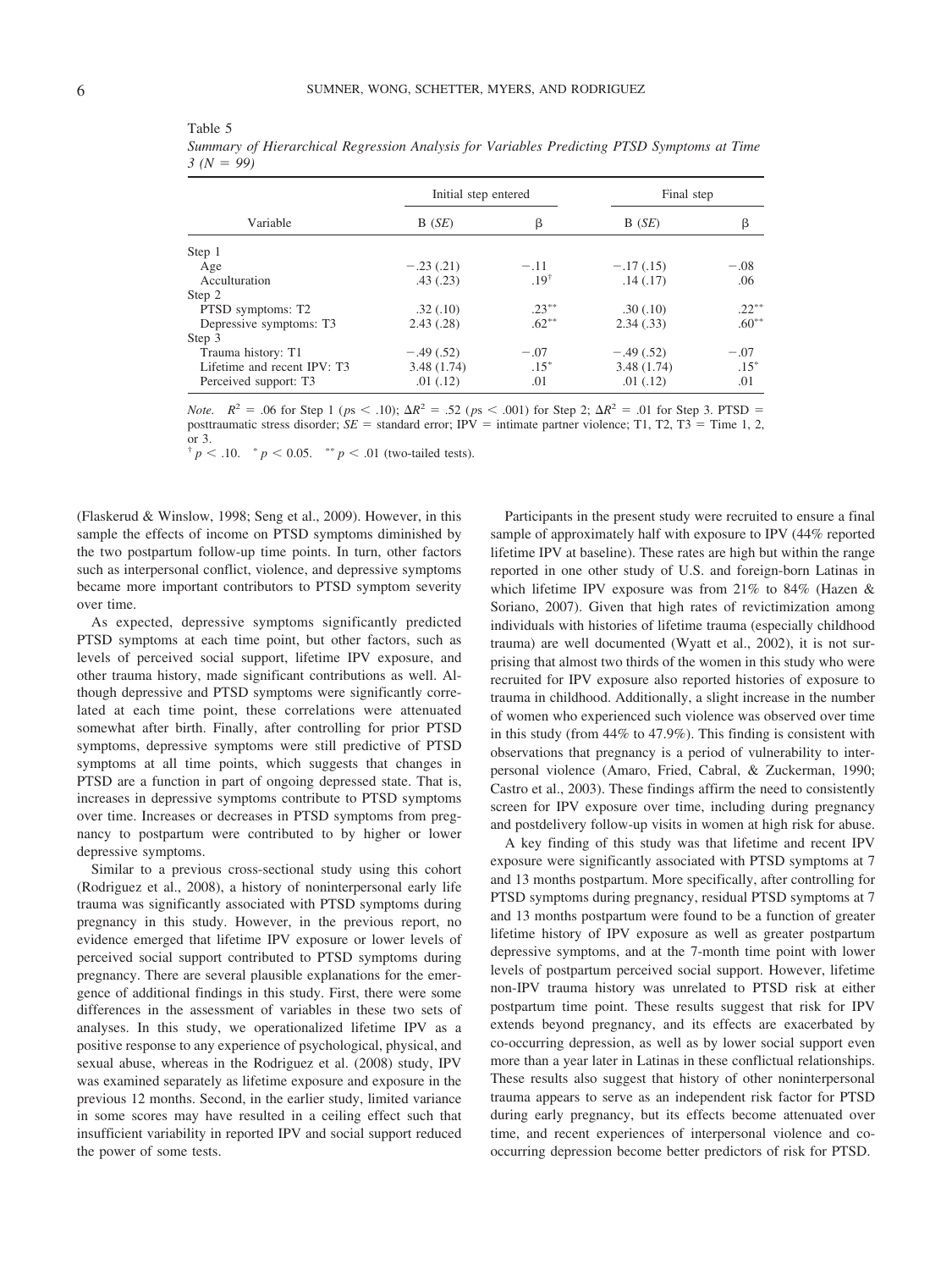Table 5

*Summary of Hierarchical Regression Analysis for Variables Predicting PTSD Symptoms at Time 3 (N = 99)*

| Variable | Initial step entered | | Final step | |
|---|---|---|---|---|
| | B (*SE*) | β | B (*SE*) | β |
| Step 1 | | | | |
| Age | −.23 (.21) | −.11 | −.17 (.15) | −.08 |
| Acculturation | .43 (.23) | .19† | .14 (.17) | .06 |
| Step 2 | | | | |
| PTSD symptoms: T2 | .32 (.10) | .23** | .30 (.10) | .22** |
| Depressive symptoms: T3 | 2.43 (.28) | .62** | 2.34 (.33) | .60** |
| Step 3 | | | | |
| Trauma history: T1 | −.49 (.52) | −.07 | −.49 (.52) | −.07 |
| Lifetime and recent IPV: T3 | 3.48 (1.74) | .15* | 3.48 (1.74) | .15* |
| Perceived support: T3 | .01 (.12) | .01 | .01 (.12) | .01 |

*Note.* $R^2 = .06$ for Step 1 ($ps < .10$); $\Delta R^2 = .52$ ($ps < .001$) for Step 2; $\Delta R^2 = .01$ for Step 3. PTSD = posttraumatic stress disorder; *SE* = standard error; IPV = intimate partner violence; T1, T2, T3 = Time 1, 2, or 3.
† $p < .10$. * $p < 0.05$. ** $p < .01$ (two-tailed tests).

(Flaskerud & Winslow, 1998; Seng et al., 2009). However, in this sample the effects of income on PTSD symptoms diminished by the two postpartum follow-up time points. In turn, other factors such as interpersonal conflict, violence, and depressive symptoms became more important contributors to PTSD symptom severity over time.

As expected, depressive symptoms significantly predicted PTSD symptoms at each time point, but other factors, such as levels of perceived social support, lifetime IPV exposure, and other trauma history, made significant contributions as well. Although depressive and PTSD symptoms were significantly correlated at each time point, these correlations were attenuated somewhat after birth. Finally, after controlling for prior PTSD symptoms, depressive symptoms were still predictive of PTSD symptoms at all time points, which suggests that changes in PTSD are a function in part of ongoing depressed state. That is, increases in depressive symptoms contribute to PTSD symptoms over time. Increases or decreases in PTSD symptoms from pregnancy to postpartum were contributed to by higher or lower depressive symptoms.

Similar to a previous cross-sectional study using this cohort (Rodriguez et al., 2008), a history of noninterpersonal early life trauma was significantly associated with PTSD symptoms during pregnancy in this study. However, in the previous report, no evidence emerged that lifetime IPV exposure or lower levels of perceived social support contributed to PTSD symptoms during pregnancy. There are several plausible explanations for the emergence of additional findings in this study. First, there were some differences in the assessment of variables in these two sets of analyses. In this study, we operationalized lifetime IPV as a positive response to any experience of psychological, physical, and sexual abuse, whereas in the Rodriguez et al. (2008) study, IPV was examined separately as lifetime exposure and exposure in the previous 12 months. Second, in the earlier study, limited variance in some scores may have resulted in a ceiling effect such that insufficient variability in reported IPV and social support reduced the power of some tests.

Participants in the present study were recruited to ensure a final sample of approximately half with exposure to IPV (44% reported lifetime IPV at baseline). These rates are high but within the range reported in one other study of U.S. and foreign-born Latinas in which lifetime IPV exposure was from 21% to 84% (Hazen & Soriano, 2007). Given that high rates of revictimization among individuals with histories of lifetime trauma (especially childhood trauma) are well documented (Wyatt et al., 2002), it is not surprising that almost two thirds of the women in this study who were recruited for IPV exposure also reported histories of exposure to trauma in childhood. Additionally, a slight increase in the number of women who experienced such violence was observed over time in this study (from 44% to 47.9%). This finding is consistent with observations that pregnancy is a period of vulnerability to interpersonal violence (Amaro, Fried, Cabral, & Zuckerman, 1990; Castro et al., 2003). These findings affirm the need to consistently screen for IPV exposure over time, including during pregnancy and postdelivery follow-up visits in women at high risk for abuse.

A key finding of this study was that lifetime and recent IPV exposure were significantly associated with PTSD symptoms at 7 and 13 months postpartum. More specifically, after controlling for PTSD symptoms during pregnancy, residual PTSD symptoms at 7 and 13 months postpartum were found to be a function of greater lifetime history of IPV exposure as well as greater postpartum depressive symptoms, and at the 7-month time point with lower levels of postpartum perceived social support. However, lifetime non-IPV trauma history was unrelated to PTSD risk at either postpartum time point. These results suggest that risk for IPV extends beyond pregnancy, and its effects are exacerbated by co-occurring depression, as well as by lower social support even more than a year later in Latinas in these conflictual relationships. These results also suggest that history of other noninterpersonal trauma appears to serve as an independent risk factor for PTSD during early pregnancy, but its effects become attenuated over time, and recent experiences of interpersonal violence and co-occurring depression become better predictors of risk for PTSD.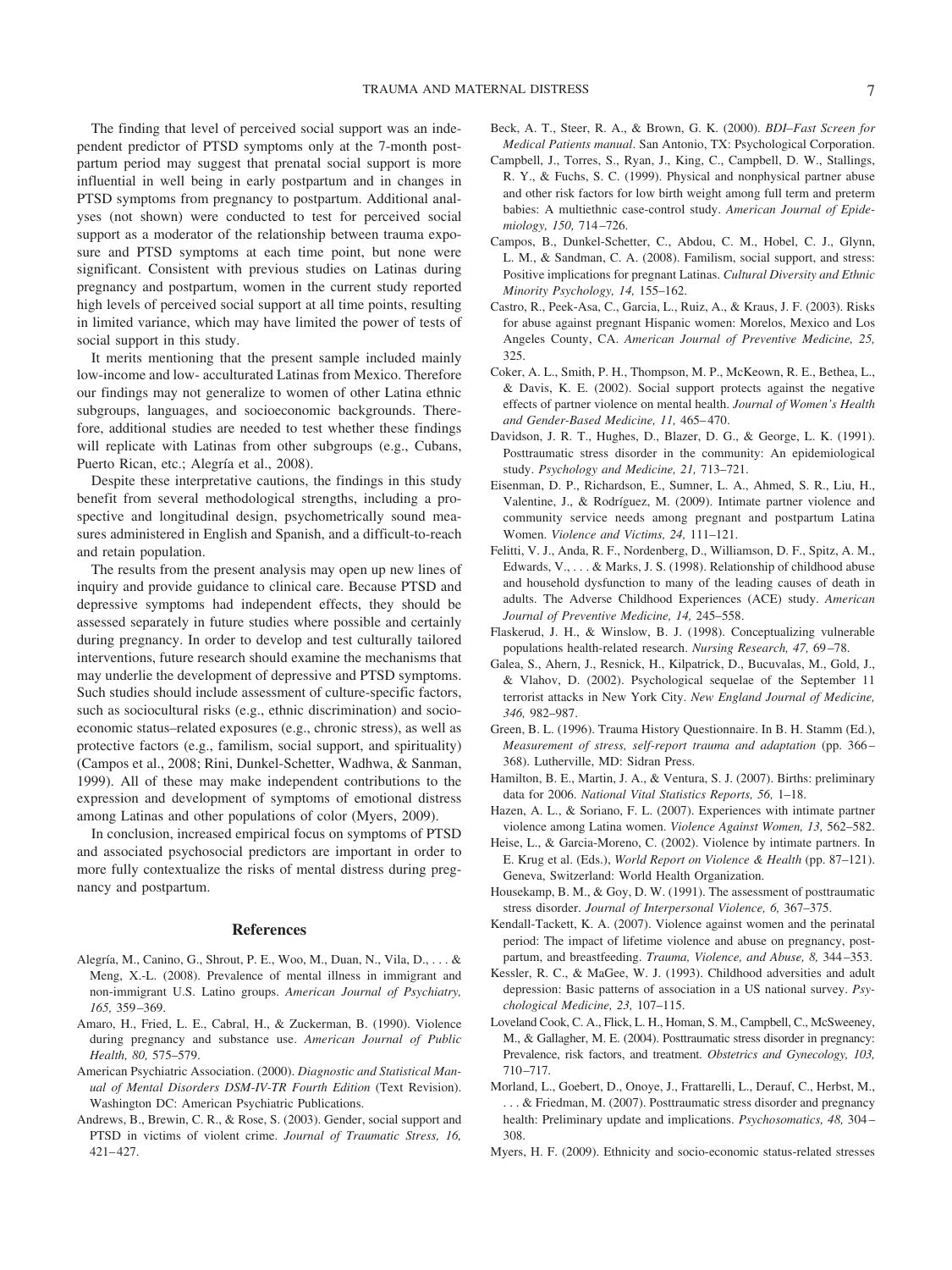The finding that level of perceived social support was an independent predictor of PTSD symptoms only at the 7-month postpartum period may suggest that prenatal social support is more influential in well being in early postpartum and in changes in PTSD symptoms from pregnancy to postpartum. Additional analyses (not shown) were conducted to test for perceived social support as a moderator of the relationship between trauma exposure and PTSD symptoms at each time point, but none were significant. Consistent with previous studies on Latinas during pregnancy and postpartum, women in the current study reported high levels of perceived social support at all time points, resulting in limited variance, which may have limited the power of tests of social support in this study.

It merits mentioning that the present sample included mainly low-income and low- acculturated Latinas from Mexico. Therefore our findings may not generalize to women of other Latina ethnic subgroups, languages, and socioeconomic backgrounds. Therefore, additional studies are needed to test whether these findings will replicate with Latinas from other subgroups (e.g., Cubans, Puerto Rican, etc.; Alegría et al., 2008).

Despite these interpretative cautions, the findings in this study benefit from several methodological strengths, including a prospective and longitudinal design, psychometrically sound measures administered in English and Spanish, and a difficult-to-reach and retain population.

The results from the present analysis may open up new lines of inquiry and provide guidance to clinical care. Because PTSD and depressive symptoms had independent effects, they should be assessed separately in future studies where possible and certainly during pregnancy. In order to develop and test culturally tailored interventions, future research should examine the mechanisms that may underlie the development of depressive and PTSD symptoms. Such studies should include assessment of culture-specific factors, such as sociocultural risks (e.g., ethnic discrimination) and socioeconomic status–related exposures (e.g., chronic stress), as well as protective factors (e.g., familism, social support, and spirituality) (Campos et al., 2008; Rini, Dunkel-Schetter, Wadhwa, & Sanman, 1999). All of these may make independent contributions to the expression and development of symptoms of emotional distress among Latinas and other populations of color (Myers, 2009).

In conclusion, increased empirical focus on symptoms of PTSD and associated psychosocial predictors are important in order to more fully contextualize the risks of mental distress during pregnancy and postpartum.

## References

Alegría, M., Canino, G., Shrout, P. E., Woo, M., Duan, N., Vila, D., . . . & Meng, X.-L. (2008). Prevalence of mental illness in immigrant and non-immigrant U.S. Latino groups. *American Journal of Psychiatry, 165,* 359–369.

Amaro, H., Fried, L. E., Cabral, H., & Zuckerman, B. (1990). Violence during pregnancy and substance use. *American Journal of Public Health, 80,* 575–579.

American Psychiatric Association. (2000). *Diagnostic and Statistical Manual of Mental Disorders DSM-IV-TR Fourth Edition* (Text Revision). Washington DC: American Psychiatric Publications.

Andrews, B., Brewin, C. R., & Rose, S. (2003). Gender, social support and PTSD in victims of violent crime. *Journal of Traumatic Stress, 16,* 421–427.

Beck, A. T., Steer, R. A., & Brown, G. K. (2000). *BDI–Fast Screen for Medical Patients manual*. San Antonio, TX: Psychological Corporation.

Campbell, J., Torres, S., Ryan, J., King, C., Campbell, D. W., Stallings, R. Y., & Fuchs, S. C. (1999). Physical and nonphysical partner abuse and other risk factors for low birth weight among full term and preterm babies: A multiethnic case-control study. *American Journal of Epidemiology, 150,* 714–726.

Campos, B., Dunkel-Schetter, C., Abdou, C. M., Hobel, C. J., Glynn, L. M., & Sandman, C. A. (2008). Familism, social support, and stress: Positive implications for pregnant Latinas. *Cultural Diversity and Ethnic Minority Psychology, 14,* 155–162.

Castro, R., Peek-Asa, C., Garcia, L., Ruiz, A., & Kraus, J. F. (2003). Risks for abuse against pregnant Hispanic women: Morelos, Mexico and Los Angeles County, CA. *American Journal of Preventive Medicine, 25,* 325.

Coker, A. L., Smith, P. H., Thompson, M. P., McKeown, R. E., Bethea, L., & Davis, K. E. (2002). Social support protects against the negative effects of partner violence on mental health. *Journal of Women's Health and Gender-Based Medicine, 11,* 465–470.

Davidson, J. R. T., Hughes, D., Blazer, D. G., & George, L. K. (1991). Posttraumatic stress disorder in the community: An epidemiological study. *Psychology and Medicine, 21,* 713–721.

Eisenman, D. P., Richardson, E., Sumner, L. A., Ahmed, S. R., Liu, H., Valentine, J., & Rodríguez, M. (2009). Intimate partner violence and community service needs among pregnant and postpartum Latina Women. *Violence and Victims, 24,* 111–121.

Felitti, V. J., Anda, R. F., Nordenberg, D., Williamson, D. F., Spitz, A. M., Edwards, V., . . . & Marks, J. S. (1998). Relationship of childhood abuse and household dysfunction to many of the leading causes of death in adults. The Adverse Childhood Experiences (ACE) study. *American Journal of Preventive Medicine, 14,* 245–558.

Flaskerud, J. H., & Winslow, B. J. (1998). Conceptualizing vulnerable populations health-related research. *Nursing Research, 47,* 69–78.

Galea, S., Ahern, J., Resnick, H., Kilpatrick, D., Bucuvalas, M., Gold, J., & Vlahov, D. (2002). Psychological sequelae of the September 11 terrorist attacks in New York City. *New England Journal of Medicine, 346,* 982–987.

Green, B. L. (1996). Trauma History Questionnaire. In B. H. Stamm (Ed.), *Measurement of stress, self-report trauma and adaptation* (pp. 366–368). Lutherville, MD: Sidran Press.

Hamilton, B. E., Martin, J. A., & Ventura, S. J. (2007). Births: preliminary data for 2006. *National Vital Statistics Reports, 56,* 1–18.

Hazen, A. L., & Soriano, F. L. (2007). Experiences with intimate partner violence among Latina women. *Violence Against Women, 13,* 562–582.

Heise, L., & Garcia-Moreno, C. (2002). Violence by intimate partners. In E. Krug et al. (Eds.), *World Report on Violence & Health* (pp. 87–121). Geneva, Switzerland: World Health Organization.

Housekamp, B. M., & Goy, D. W. (1991). The assessment of posttraumatic stress disorder. *Journal of Interpersonal Violence, 6,* 367–375.

Kendall-Tackett, K. A. (2007). Violence against women and the perinatal period: The impact of lifetime violence and abuse on pregnancy, postpartum, and breastfeeding. *Trauma, Violence, and Abuse, 8,* 344–353.

Kessler, R. C., & MaGee, W. J. (1993). Childhood adversities and adult depression: Basic patterns of association in a US national survey. *Psychological Medicine, 23,* 107–115.

Loveland Cook, C. A., Flick, L. H., Homan, S. M., Campbell, C., McSweeney, M., & Gallagher, M. E. (2004). Posttraumatic stress disorder in pregnancy: Prevalence, risk factors, and treatment. *Obstetrics and Gynecology, 103,* 710–717.

Morland, L., Goebert, D., Onoye, J., Frattarelli, L., Derauf, C., Herbst, M., . . . & Friedman, M. (2007). Posttraumatic stress disorder and pregnancy health: Preliminary update and implications. *Psychosomatics, 48,* 304–308.

Myers, H. F. (2009). Ethnicity and socio-economic status-related stresses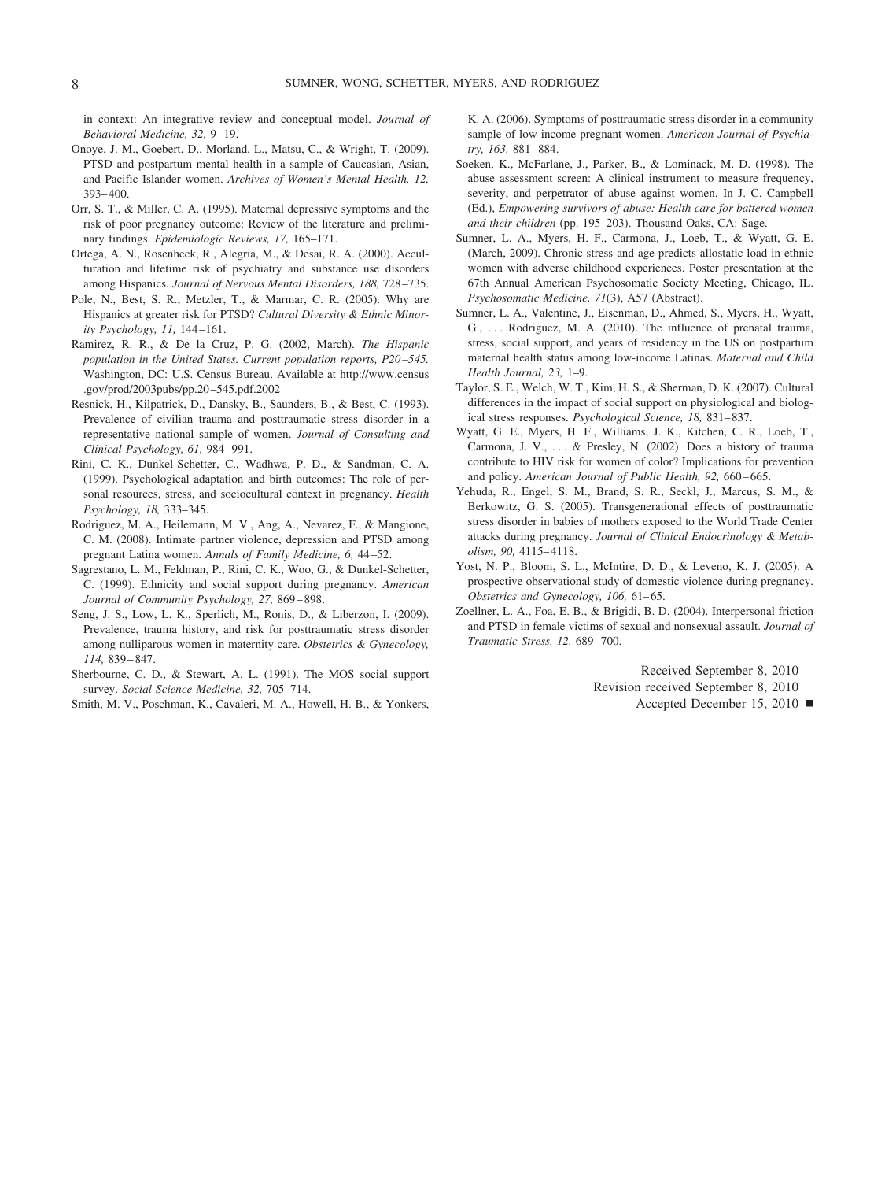in context: An integrative review and conceptual model. *Journal of Behavioral Medicine, 32,* 9–19.

Onoye, J. M., Goebert, D., Morland, L., Matsu, C., & Wright, T. (2009). PTSD and postpartum mental health in a sample of Caucasian, Asian, and Pacific Islander women. *Archives of Women's Mental Health, 12,* 393–400.

Orr, S. T., & Miller, C. A. (1995). Maternal depressive symptoms and the risk of poor pregnancy outcome: Review of the literature and preliminary findings. *Epidemiologic Reviews, 17,* 165–171.

Ortega, A. N., Rosenheck, R., Alegria, M., & Desai, R. A. (2000). Acculturation and lifetime risk of psychiatry and substance use disorders among Hispanics. *Journal of Nervous Mental Disorders, 188,* 728–735.

Pole, N., Best, S. R., Metzler, T., & Marmar, C. R. (2005). Why are Hispanics at greater risk for PTSD? *Cultural Diversity & Ethnic Minority Psychology, 11,* 144–161.

Ramirez, R. R., & De la Cruz, P. G. (2002, March). *The Hispanic population in the United States. Current population reports, P20–545.* Washington, DC: U.S. Census Bureau. Available at http://www.census.gov/prod/2003pubs/pp.20–545.pdf.2002

Resnick, H., Kilpatrick, D., Dansky, B., Saunders, B., & Best, C. (1993). Prevalence of civilian trauma and posttraumatic stress disorder in a representative national sample of women. *Journal of Consulting and Clinical Psychology, 61,* 984–991.

Rini, C. K., Dunkel-Schetter, C., Wadhwa, P. D., & Sandman, C. A. (1999). Psychological adaptation and birth outcomes: The role of personal resources, stress, and sociocultural context in pregnancy. *Health Psychology, 18,* 333–345.

Rodriguez, M. A., Heilemann, M. V., Ang, A., Nevarez, F., & Mangione, C. M. (2008). Intimate partner violence, depression and PTSD among pregnant Latina women. *Annals of Family Medicine, 6,* 44–52.

Sagrestano, L. M., Feldman, P., Rini, C. K., Woo, G., & Dunkel-Schetter, C. (1999). Ethnicity and social support during pregnancy. *American Journal of Community Psychology, 27,* 869–898.

Seng, J. S., Low, L. K., Sperlich, M., Ronis, D., & Liberzon, I. (2009). Prevalence, trauma history, and risk for posttraumatic stress disorder among nulliparous women in maternity care. *Obstetrics & Gynecology, 114,* 839–847.

Sherbourne, C. D., & Stewart, A. L. (1991). The MOS social support survey. *Social Science Medicine, 32,* 705–714.

Smith, M. V., Poschman, K., Cavaleri, M. A., Howell, H. B., & Yonkers, K. A. (2006). Symptoms of posttraumatic stress disorder in a community sample of low-income pregnant women. *American Journal of Psychiatry, 163,* 881–884.

Soeken, K., McFarlane, J., Parker, B., & Lominack, M. D. (1998). The abuse assessment screen: A clinical instrument to measure frequency, severity, and perpetrator of abuse against women. In J. C. Campbell (Ed.), *Empowering survivors of abuse: Health care for battered women and their children* (pp. 195–203). Thousand Oaks, CA: Sage.

Sumner, L. A., Myers, H. F., Carmona, J., Loeb, T., & Wyatt, G. E. (March, 2009). Chronic stress and age predicts allostatic load in ethnic women with adverse childhood experiences. Poster presentation at the 67th Annual American Psychosomatic Society Meeting, Chicago, IL. *Psychosomatic Medicine, 71*(3), A57 (Abstract).

Sumner, L. A., Valentine, J., Eisenman, D., Ahmed, S., Myers, H., Wyatt, G., . . . Rodriguez, M. A. (2010). The influence of prenatal trauma, stress, social support, and years of residency in the US on postpartum maternal health status among low-income Latinas. *Maternal and Child Health Journal, 23,* 1–9.

Taylor, S. E., Welch, W. T., Kim, H. S., & Sherman, D. K. (2007). Cultural differences in the impact of social support on physiological and biological stress responses. *Psychological Science, 18,* 831–837.

Wyatt, G. E., Myers, H. F., Williams, J. K., Kitchen, C. R., Loeb, T., Carmona, J. V., . . . & Presley, N. (2002). Does a history of trauma contribute to HIV risk for women of color? Implications for prevention and policy. *American Journal of Public Health, 92,* 660–665.

Yehuda, R., Engel, S. M., Brand, S. R., Seckl, J., Marcus, S. M., & Berkowitz, G. S. (2005). Transgenerational effects of posttraumatic stress disorder in babies of mothers exposed to the World Trade Center attacks during pregnancy. *Journal of Clinical Endocrinology & Metabolism, 90,* 4115–4118.

Yost, N. P., Bloom, S. L., McIntire, D. D., & Leveno, K. J. (2005). A prospective observational study of domestic violence during pregnancy. *Obstetrics and Gynecology, 106,* 61–65.

Zoellner, L. A., Foa, E. B., & Brigidi, B. D. (2004). Interpersonal friction and PTSD in female victims of sexual and nonsexual assault. *Journal of Traumatic Stress, 12,* 689–700.

Received September 8, 2010
Revision received September 8, 2010
Accepted December 15, 2010 ■